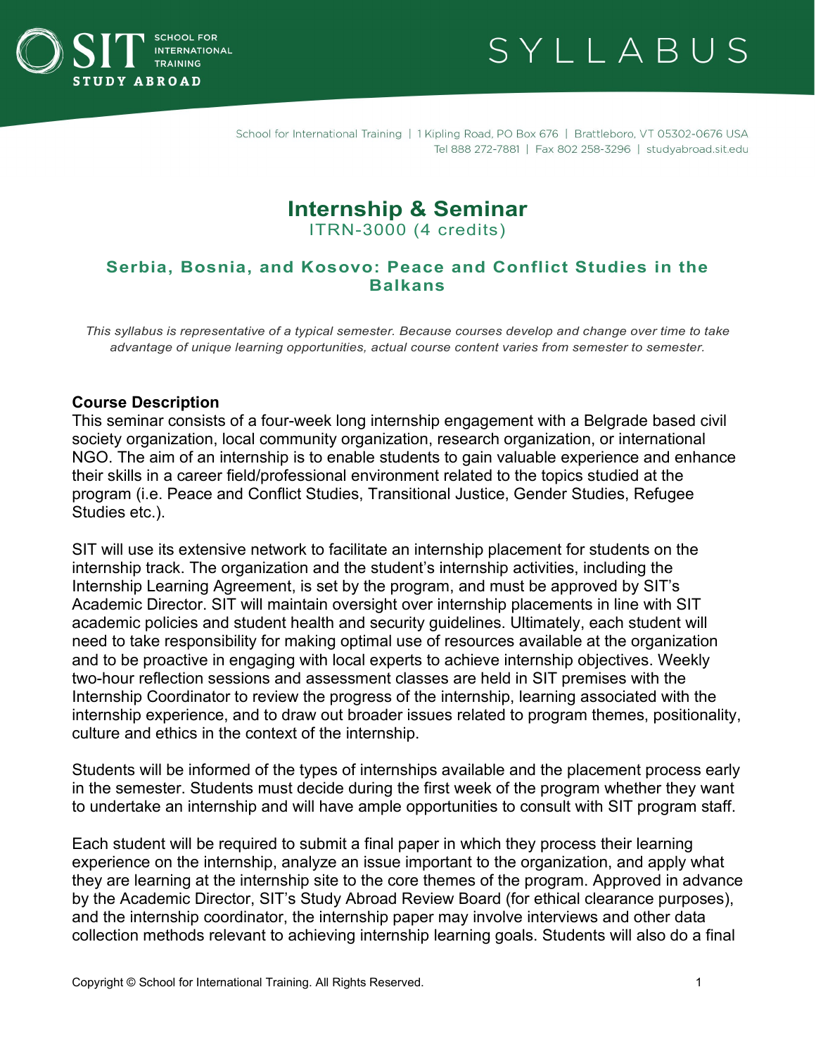# Internship & Seminar

ITRN-3000 (4 credits)

## Serbia, Bosnia, and Kosovo: Peace and Conflict Studies in the Balkans

*This syllabus is representative of a typical semester. Because courses develop and change over time to take advantage of unique learning opportunities, actual course content varies from semester to semester.*

### Course Description

This seminar consists of a four-week long internship engagement with a Belgrade based civil society organization, local community organization, research organization, or international NGO. The aim of an internship is to enable students to gain valuable experience and enhance their skills in a career field/professional environment related to the topics studied at the program (i.e. Peace and Conflict Studies, Transitional Justice, Gender Studies, Refugee Studies etc.).

SIT will use its extensive network to facilitate an internship placement for students on the internship track. The organization and the student's internship activities, including the Internship Learning Agreement, is set by the program, and must be approved by SIT's Academic Director. SIT will maintain oversight over internship placements in line with SIT academic policies and student health and security guidelines. Ultimately, each student will need to take responsibility for making optimal use of resources available at the organization and to be proactive in engaging with local experts to achieve internship objectives. Weekly two-hour reflection sessions and assessment classes are held in SIT premises with the Internship Coordinator to review the progress of the internship, learning associated with the internship experience, and to draw out broader issues related to program themes, positionality, culture and ethics in the context of the internship.

Students will be informed of the types of internships available and the placement process early in the semester. Students must decide during the first week of the program whether they want to undertake an internship and will have ample opportunities to consult with SIT program staff.

Each student will be required to submit a final paper in which they process their learning experience on the internship, analyze an issue important to the organization, and apply what they are learning at the internship site to the core themes of the program. Approved in advance by the Academic Director, SIT's Study Abroad Review Board (for ethical clearance purposes), and the internship coordinator, the internship paper may involve interviews and other data collection methods relevant to achieving internship learning goals. Students will also do a final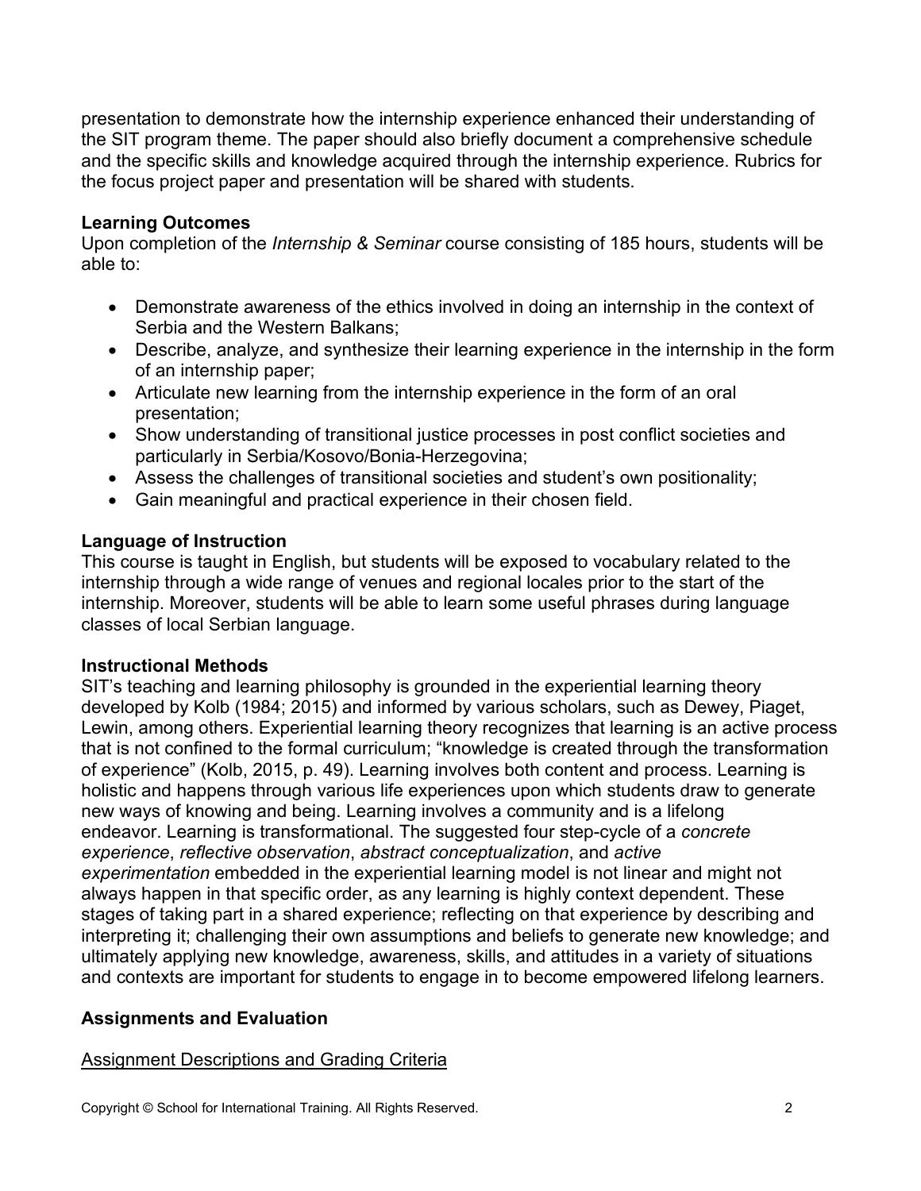presentation to demonstrate how the internship experience enhanced their understanding of the SIT program theme. The paper should also briefly document a comprehensive schedule and the specific skills and knowledge acquired through the internship experience. Rubrics for the focus project paper and presentation will be shared with students.

**Learning Outcomes**

Upon completion of the *Internship & Seminar* course consisting of 185 hours, students will be able to:

- Demonstrate awareness of the ethics involved in doing an internship in the context of Serbia and the Western Balkans;
- Describe, analyze, and synthesize their learning experience in the internship in the form of an internship paper;
- Articulate new learning from the internship experience in the form of an oral presentation;
- Show understanding of transitional justice processes in post conflict societies and particularly in Serbia/Kosovo/Bonia-Herzegovina;
- Assess the challenges of transitional societies and student's own positionality;
- Gain meaningful and practical experience in their chosen field.

**Language of Instruction**

This course is taught in English, but students will be exposed to vocabulary related to the internship through a wide range of venues and regional locales prior to the start of the internship. Moreover, students will be able to learn some useful phrases during language classes of local Serbian language.

**Instructional Methods**

SIT's teaching and learning philosophy is grounded in the experiential learning theory developed by Kolb (1984; 2015) and informed by various scholars, such as Dewey, Piaget, Lewin, among others. Experiential learning theory recognizes that learning is an active process that is not confined to the formal curriculum; "knowledge is created through the transformation of experience" (Kolb, 2015, p. 49). Learning involves both content and process. Learning is holistic and happens through various life experiences upon which students draw to generate new ways of knowing and being. Learning involves a community and is a lifelong endeavor. Learning is transformational. The suggested four step-cycle of a *concrete experience*, *reflective observation*, *abstract conceptualization*, and *active experimentation* embedded in the experiential learning model is not linear and might not always happen in that specific order, as any learning is highly context dependent. These stages of taking part in a shared experience; reflecting on that experience by describing and interpreting it; challenging their own assumptions and beliefs to generate new knowledge; and ultimately applying new knowledge, awareness, skills, and attitudes in a variety of situations and contexts are important for students to engage in to become empowered lifelong learners.

**Assignments and Evaluation**

Assignment Descriptions and Grading Criteria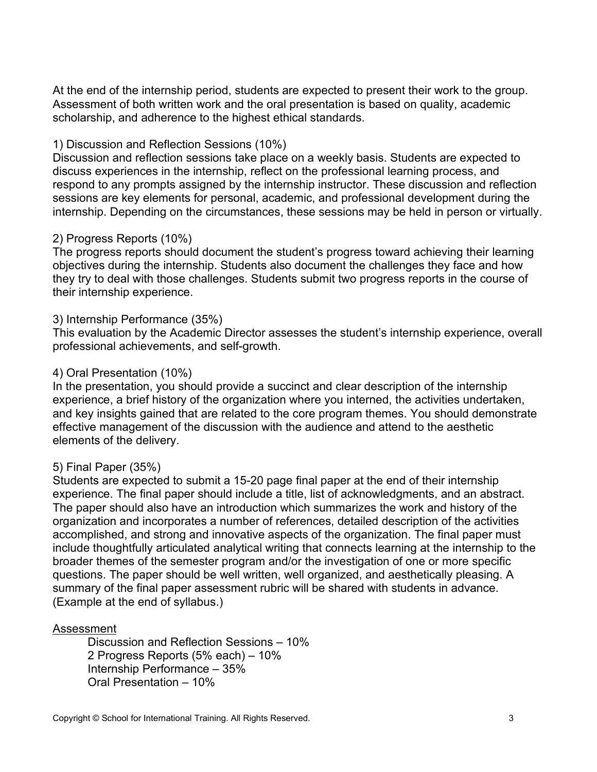At the end of the internship period, students are expected to present their work to the group. Assessment of both written work and the oral presentation is based on quality, academic scholarship, and adherence to the highest ethical standards.

1) Discussion and Reflection Sessions (10%)
Discussion and reflection sessions take place on a weekly basis. Students are expected to discuss experiences in the internship, reflect on the professional learning process, and respond to any prompts assigned by the internship instructor. These discussion and reflection sessions are key elements for personal, academic, and professional development during the internship. Depending on the circumstances, these sessions may be held in person or virtually.

2) Progress Reports (10%)
The progress reports should document the student's progress toward achieving their learning objectives during the internship. Students also document the challenges they face and how they try to deal with those challenges. Students submit two progress reports in the course of their internship experience.

3) Internship Performance (35%)
This evaluation by the Academic Director assesses the student's internship experience, overall professional achievements, and self-growth.

4) Oral Presentation (10%)
In the presentation, you should provide a succinct and clear description of the internship experience, a brief history of the organization where you interned, the activities undertaken, and key insights gained that are related to the core program themes. You should demonstrate effective management of the discussion with the audience and attend to the aesthetic elements of the delivery.

5) Final Paper (35%)
Students are expected to submit a 15-20 page final paper at the end of their internship experience. The final paper should include a title, list of acknowledgments, and an abstract. The paper should also have an introduction which summarizes the work and history of the organization and incorporates a number of references, detailed description of the activities accomplished, and strong and innovative aspects of the organization. The final paper must include thoughtfully articulated analytical writing that connects learning at the internship to the broader themes of the semester program and/or the investigation of one or more specific questions. The paper should be well written, well organized, and aesthetically pleasing. A summary of the final paper assessment rubric will be shared with students in advance. (Example at the end of syllabus.)

<u>Assessment</u>

Discussion and Reflection Sessions – 10%
2 Progress Reports (5% each) – 10%
Internship Performance – 35%
Oral Presentation – 10%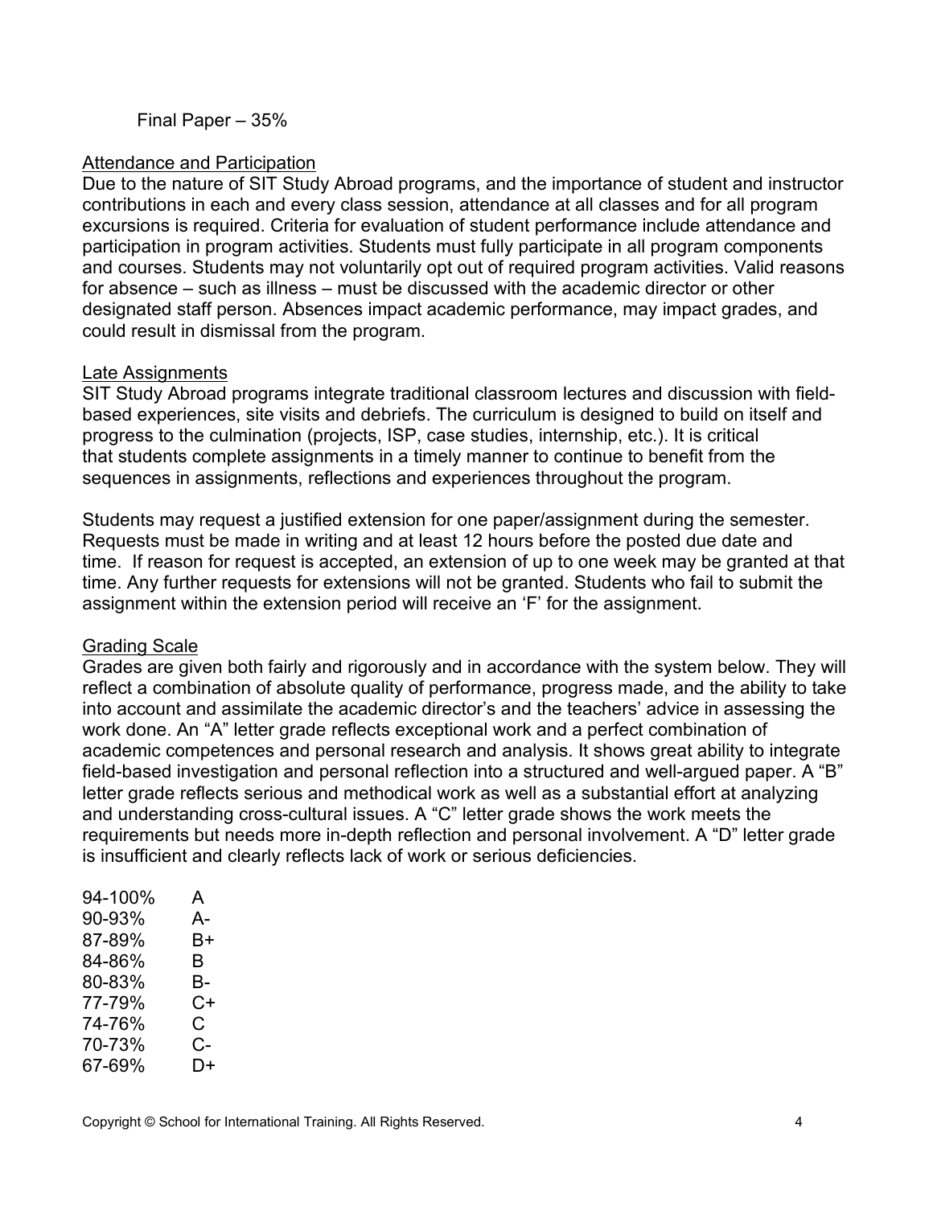Final Paper – 35%

## Attendance and Participation

Due to the nature of SIT Study Abroad programs, and the importance of student and instructor contributions in each and every class session, attendance at all classes and for all program excursions is required. Criteria for evaluation of student performance include attendance and participation in program activities. Students must fully participate in all program components and courses. Students may not voluntarily opt out of required program activities. Valid reasons for absence – such as illness – must be discussed with the academic director or other designated staff person. Absences impact academic performance, may impact grades, and could result in dismissal from the program.

## Late Assignments

SIT Study Abroad programs integrate traditional classroom lectures and discussion with field-based experiences, site visits and debriefs. The curriculum is designed to build on itself and progress to the culmination (projects, ISP, case studies, internship, etc.). It is critical that students complete assignments in a timely manner to continue to benefit from the sequences in assignments, reflections and experiences throughout the program.

Students may request a justified extension for one paper/assignment during the semester. Requests must be made in writing and at least 12 hours before the posted due date and time. If reason for request is accepted, an extension of up to one week may be granted at that time. Any further requests for extensions will not be granted. Students who fail to submit the assignment within the extension period will receive an 'F' for the assignment.

## Grading Scale

Grades are given both fairly and rigorously and in accordance with the system below. They will reflect a combination of absolute quality of performance, progress made, and the ability to take into account and assimilate the academic director's and the teachers' advice in assessing the work done. An "A" letter grade reflects exceptional work and a perfect combination of academic competences and personal research and analysis. It shows great ability to integrate field-based investigation and personal reflection into a structured and well-argued paper. A "B" letter grade reflects serious and methodical work as well as a substantial effort at analyzing and understanding cross-cultural issues. A "C" letter grade shows the work meets the requirements but needs more in-depth reflection and personal involvement. A "D" letter grade is insufficient and clearly reflects lack of work or serious deficiencies.

| | |
|---|---|
| 94-100% | A |
| 90-93% | A- |
| 87-89% | B+ |
| 84-86% | B |
| 80-83% | B- |
| 77-79% | C+ |
| 74-76% | C |
| 70-73% | C- |
| 67-69% | D+ |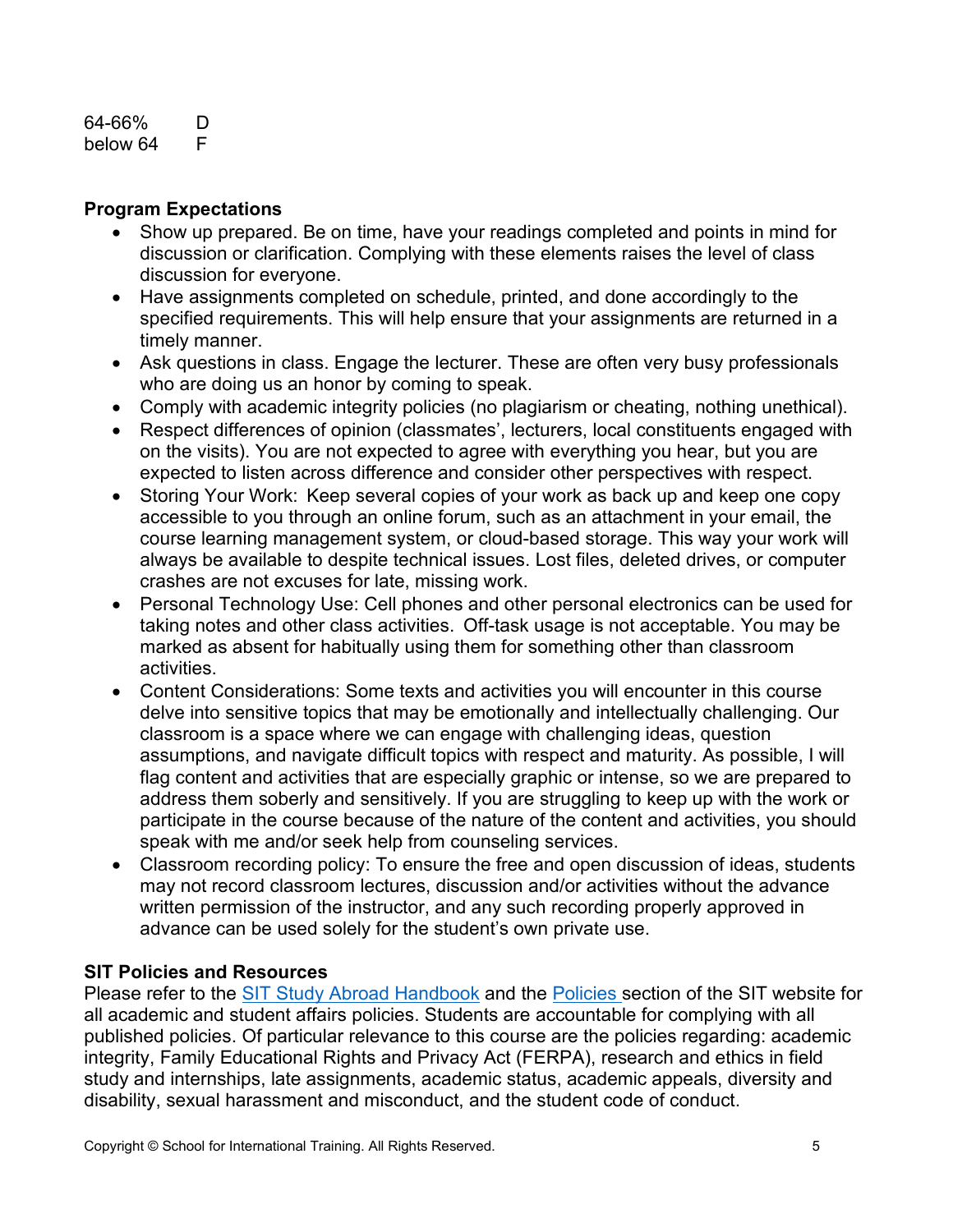| | |
|---|---|
| 64-66% | D |
| below 64 | F |

**Program Expectations**

- Show up prepared. Be on time, have your readings completed and points in mind for discussion or clarification. Complying with these elements raises the level of class discussion for everyone.
- Have assignments completed on schedule, printed, and done accordingly to the specified requirements. This will help ensure that your assignments are returned in a timely manner.
- Ask questions in class. Engage the lecturer. These are often very busy professionals who are doing us an honor by coming to speak.
- Comply with academic integrity policies (no plagiarism or cheating, nothing unethical).
- Respect differences of opinion (classmates', lecturers, local constituents engaged with on the visits). You are not expected to agree with everything you hear, but you are expected to listen across difference and consider other perspectives with respect.
- Storing Your Work: Keep several copies of your work as back up and keep one copy accessible to you through an online forum, such as an attachment in your email, the course learning management system, or cloud-based storage. This way your work will always be available to despite technical issues. Lost files, deleted drives, or computer crashes are not excuses for late, missing work.
- Personal Technology Use: Cell phones and other personal electronics can be used for taking notes and other class activities. Off-task usage is not acceptable. You may be marked as absent for habitually using them for something other than classroom activities.
- Content Considerations: Some texts and activities you will encounter in this course delve into sensitive topics that may be emotionally and intellectually challenging. Our classroom is a space where we can engage with challenging ideas, question assumptions, and navigate difficult topics with respect and maturity. As possible, I will flag content and activities that are especially graphic or intense, so we are prepared to address them soberly and sensitively. If you are struggling to keep up with the work or participate in the course because of the nature of the content and activities, you should speak with me and/or seek help from counseling services.
- Classroom recording policy: To ensure the free and open discussion of ideas, students may not record classroom lectures, discussion and/or activities without the advance written permission of the instructor, and any such recording properly approved in advance can be used solely for the student's own private use.

**SIT Policies and Resources**

Please refer to the SIT Study Abroad Handbook and the Policies section of the SIT website for all academic and student affairs policies. Students are accountable for complying with all published policies. Of particular relevance to this course are the policies regarding: academic integrity, Family Educational Rights and Privacy Act (FERPA), research and ethics in field study and internships, late assignments, academic status, academic appeals, diversity and disability, sexual harassment and misconduct, and the student code of conduct.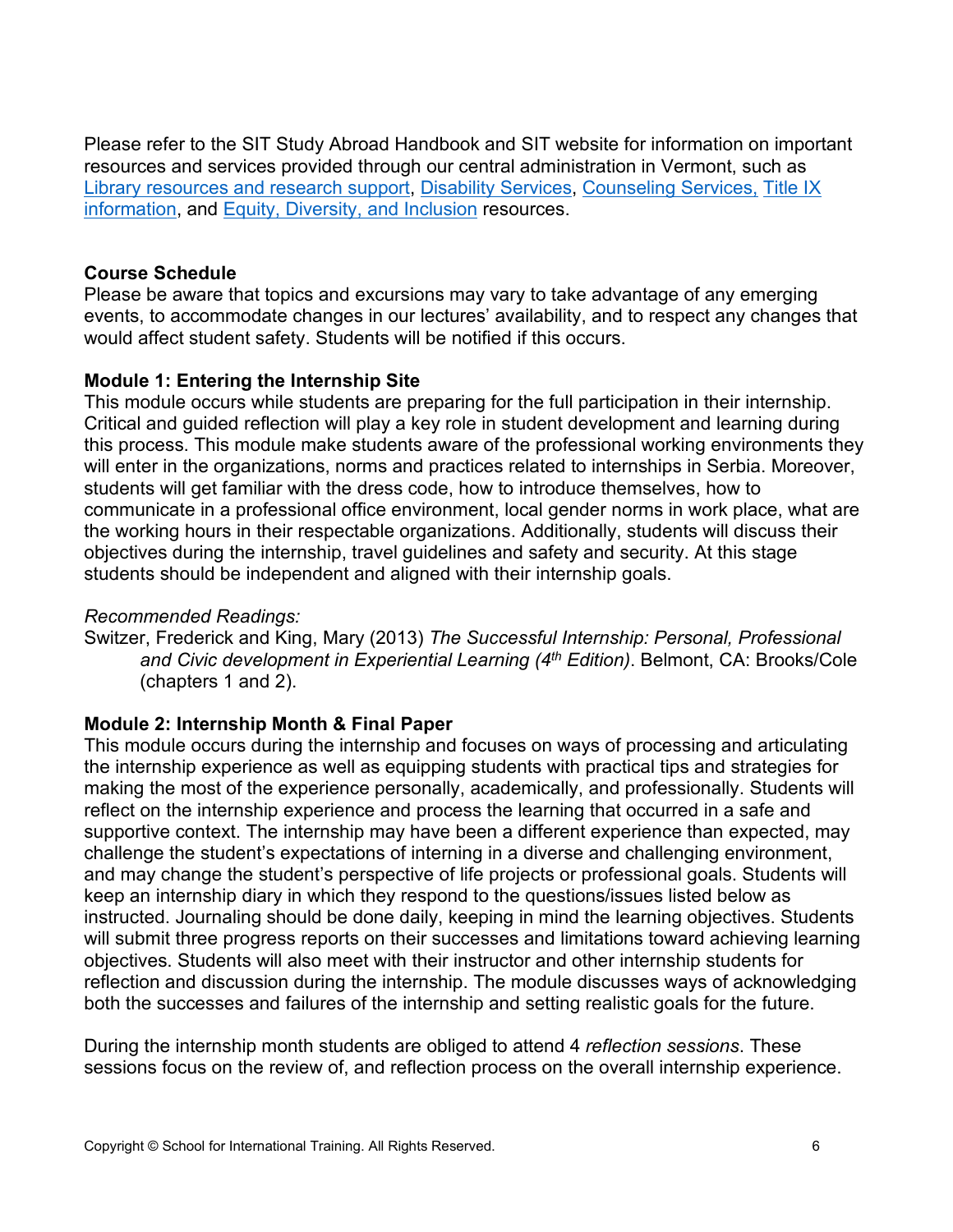Please refer to the SIT Study Abroad Handbook and SIT website for information on important resources and services provided through our central administration in Vermont, such as Library resources and research support, Disability Services, Counseling Services, Title IX information, and Equity, Diversity, and Inclusion resources.

**Course Schedule**

Please be aware that topics and excursions may vary to take advantage of any emerging events, to accommodate changes in our lectures' availability, and to respect any changes that would affect student safety. Students will be notified if this occurs.

**Module 1: Entering the Internship Site**

This module occurs while students are preparing for the full participation in their internship. Critical and guided reflection will play a key role in student development and learning during this process. This module make students aware of the professional working environments they will enter in the organizations, norms and practices related to internships in Serbia. Moreover, students will get familiar with the dress code, how to introduce themselves, how to communicate in a professional office environment, local gender norms in work place, what are the working hours in their respectable organizations. Additionally, students will discuss their objectives during the internship, travel guidelines and safety and security. At this stage students should be independent and aligned with their internship goals.

*Recommended Readings:*

Switzer, Frederick and King, Mary (2013) *The Successful Internship: Personal, Professional and Civic development in Experiential Learning (4th Edition)*. Belmont, CA: Brooks/Cole (chapters 1 and 2).

**Module 2: Internship Month & Final Paper**

This module occurs during the internship and focuses on ways of processing and articulating the internship experience as well as equipping students with practical tips and strategies for making the most of the experience personally, academically, and professionally. Students will reflect on the internship experience and process the learning that occurred in a safe and supportive context. The internship may have been a different experience than expected, may challenge the student's expectations of interning in a diverse and challenging environment, and may change the student's perspective of life projects or professional goals. Students will keep an internship diary in which they respond to the questions/issues listed below as instructed. Journaling should be done daily, keeping in mind the learning objectives. Students will submit three progress reports on their successes and limitations toward achieving learning objectives. Students will also meet with their instructor and other internship students for reflection and discussion during the internship. The module discusses ways of acknowledging both the successes and failures of the internship and setting realistic goals for the future.

During the internship month students are obliged to attend 4 *reflection sessions*. These sessions focus on the review of, and reflection process on the overall internship experience.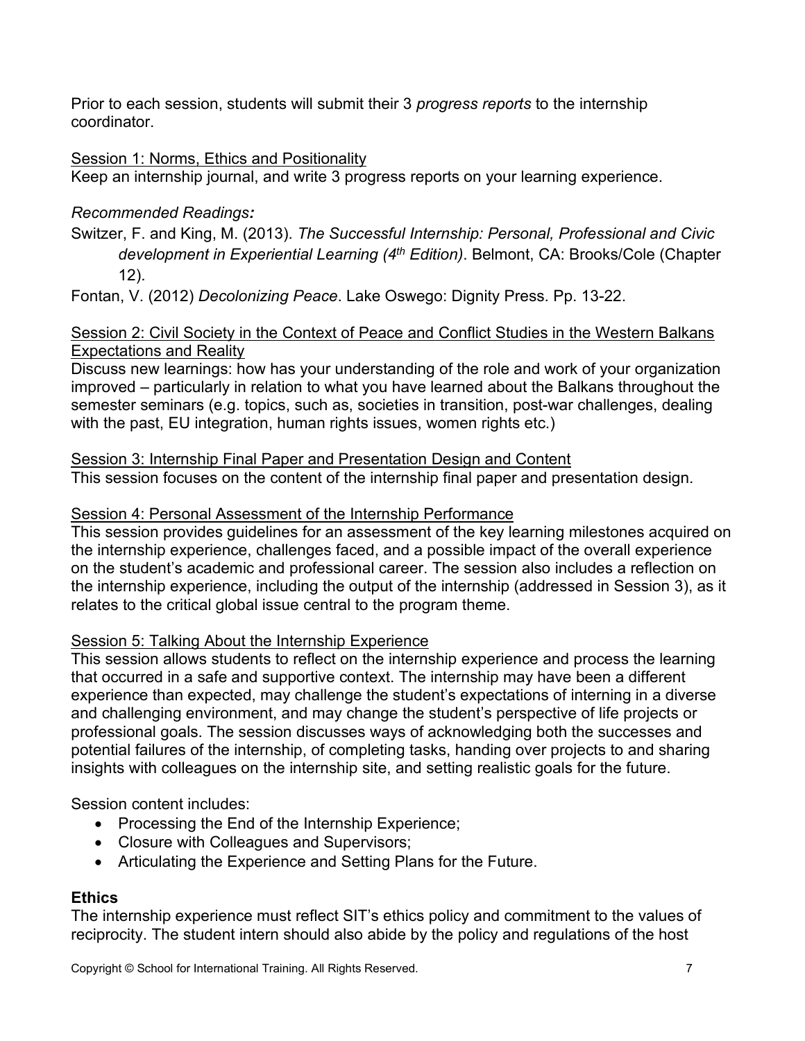Prior to each session, students will submit their 3 *progress reports* to the internship coordinator.

Session 1: Norms, Ethics and Positionality

Keep an internship journal, and write 3 progress reports on your learning experience.

*Recommended Readings:*

Switzer, F. and King, M. (2013). *The Successful Internship: Personal, Professional and Civic development in Experiential Learning (4th Edition)*. Belmont, CA: Brooks/Cole (Chapter 12).

Fontan, V. (2012) *Decolonizing Peace*. Lake Oswego: Dignity Press. Pp. 13-22.

Session 2: Civil Society in the Context of Peace and Conflict Studies in the Western Balkans Expectations and Reality

Discuss new learnings: how has your understanding of the role and work of your organization improved – particularly in relation to what you have learned about the Balkans throughout the semester seminars (e.g. topics, such as, societies in transition, post-war challenges, dealing with the past, EU integration, human rights issues, women rights etc.)

Session 3: Internship Final Paper and Presentation Design and Content

This session focuses on the content of the internship final paper and presentation design.

Session 4: Personal Assessment of the Internship Performance

This session provides guidelines for an assessment of the key learning milestones acquired on the internship experience, challenges faced, and a possible impact of the overall experience on the student's academic and professional career. The session also includes a reflection on the internship experience, including the output of the internship (addressed in Session 3), as it relates to the critical global issue central to the program theme.

Session 5: Talking About the Internship Experience

This session allows students to reflect on the internship experience and process the learning that occurred in a safe and supportive context. The internship may have been a different experience than expected, may challenge the student's expectations of interning in a diverse and challenging environment, and may change the student's perspective of life projects or professional goals. The session discusses ways of acknowledging both the successes and potential failures of the internship, of completing tasks, handing over projects to and sharing insights with colleagues on the internship site, and setting realistic goals for the future.

Session content includes:

- Processing the End of the Internship Experience;
- Closure with Colleagues and Supervisors;
- Articulating the Experience and Setting Plans for the Future.

**Ethics**

The internship experience must reflect SIT's ethics policy and commitment to the values of reciprocity. The student intern should also abide by the policy and regulations of the host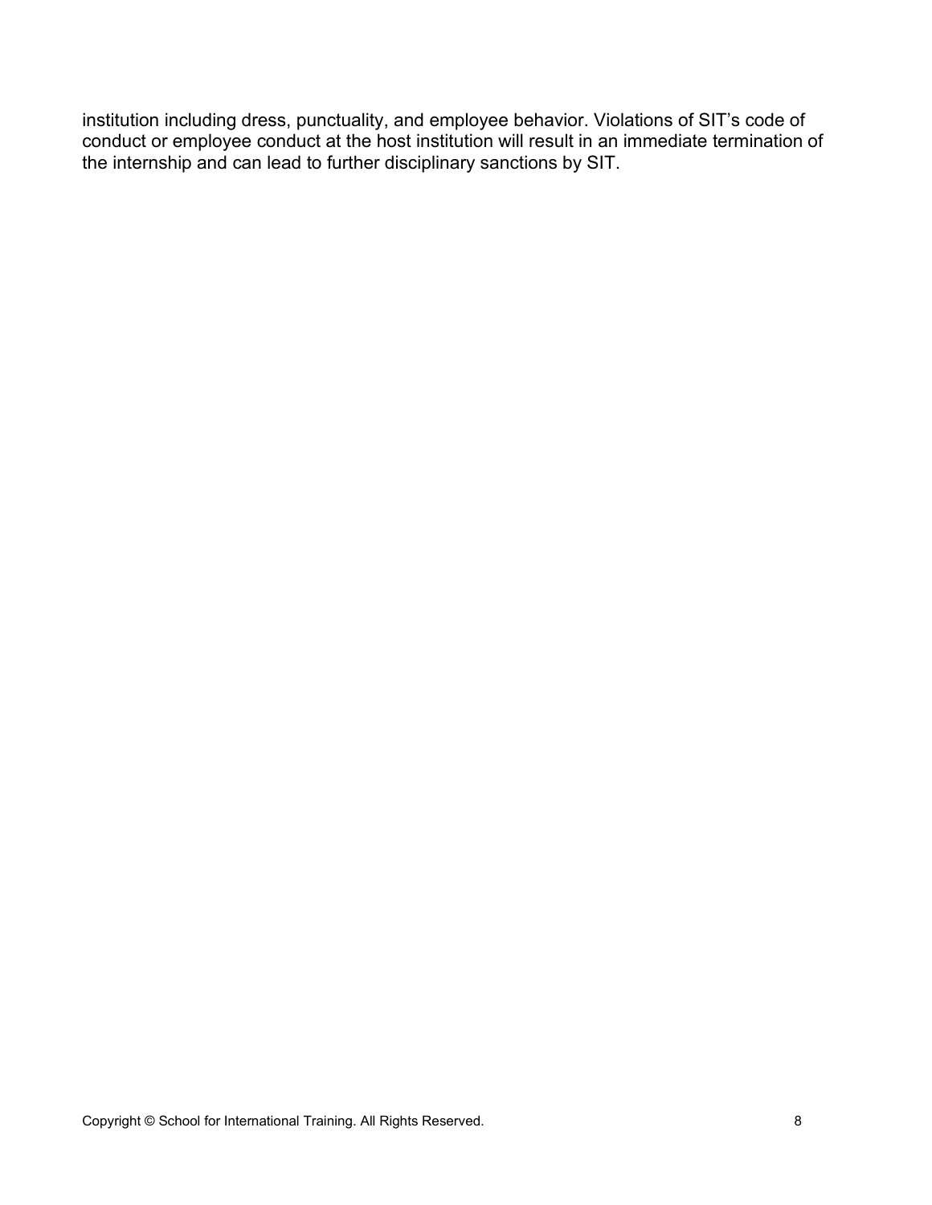institution including dress, punctuality, and employee behavior. Violations of SIT's code of conduct or employee conduct at the host institution will result in an immediate termination of the internship and can lead to further disciplinary sanctions by SIT.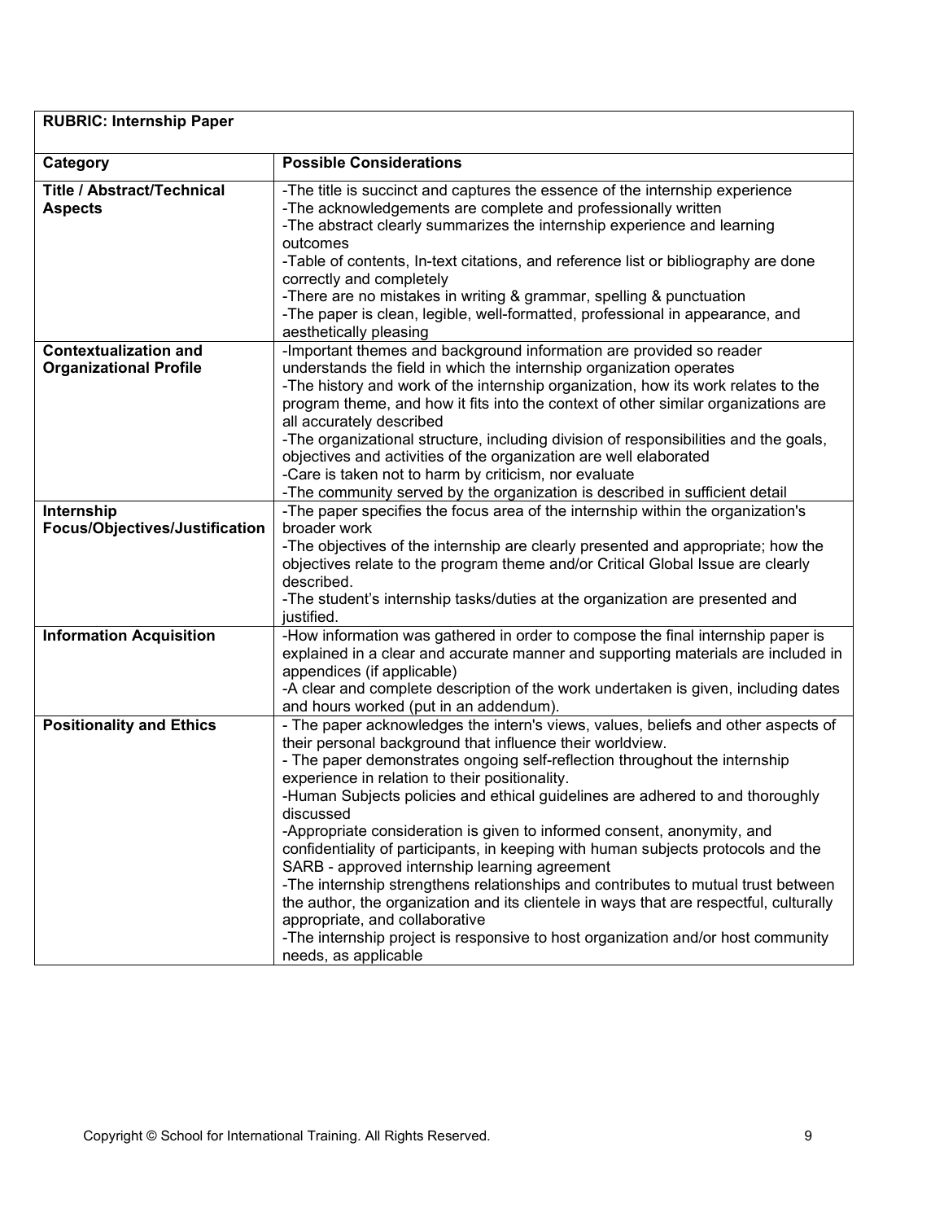| RUBRIC: Internship Paper | |
|---|---|
| **Category** | **Possible Considerations** |
| **Title / Abstract/Technical Aspects** | -The title is succinct and captures the essence of the internship experience<br>-The acknowledgements are complete and professionally written<br>-The abstract clearly summarizes the internship experience and learning outcomes<br>-Table of contents, In-text citations, and reference list or bibliography are done correctly and completely<br>-There are no mistakes in writing & grammar, spelling & punctuation<br>-The paper is clean, legible, well-formatted, professional in appearance, and aesthetically pleasing |
| **Contextualization and Organizational Profile** | -Important themes and background information are provided so reader understands the field in which the internship organization operates<br>-The history and work of the internship organization, how its work relates to the program theme, and how it fits into the context of other similar organizations are all accurately described<br>-The organizational structure, including division of responsibilities and the goals, objectives and activities of the organization are well elaborated<br>-Care is taken not to harm by criticism, nor evaluate<br>-The community served by the organization is described in sufficient detail |
| **Internship Focus/Objectives/Justification** | -The paper specifies the focus area of the internship within the organization's broader work<br>-The objectives of the internship are clearly presented and appropriate; how the objectives relate to the program theme and/or Critical Global Issue are clearly described.<br>-The student's internship tasks/duties at the organization are presented and justified. |
| **Information Acquisition** | -How information was gathered in order to compose the final internship paper is explained in a clear and accurate manner and supporting materials are included in appendices (if applicable)<br>-A clear and complete description of the work undertaken is given, including dates and hours worked (put in an addendum). |
| **Positionality and Ethics** | - The paper acknowledges the intern's views, values, beliefs and other aspects of their personal background that influence their worldview.<br>- The paper demonstrates ongoing self-reflection throughout the internship experience in relation to their positionality.<br>-Human Subjects policies and ethical guidelines are adhered to and thoroughly discussed<br>-Appropriate consideration is given to informed consent, anonymity, and confidentiality of participants, in keeping with human subjects protocols and the SARB - approved internship learning agreement<br>-The internship strengthens relationships and contributes to mutual trust between the author, the organization and its clientele in ways that are respectful, culturally appropriate, and collaborative<br>-The internship project is responsive to host organization and/or host community needs, as applicable |

Copyright © School for International Training. All Rights Reserved.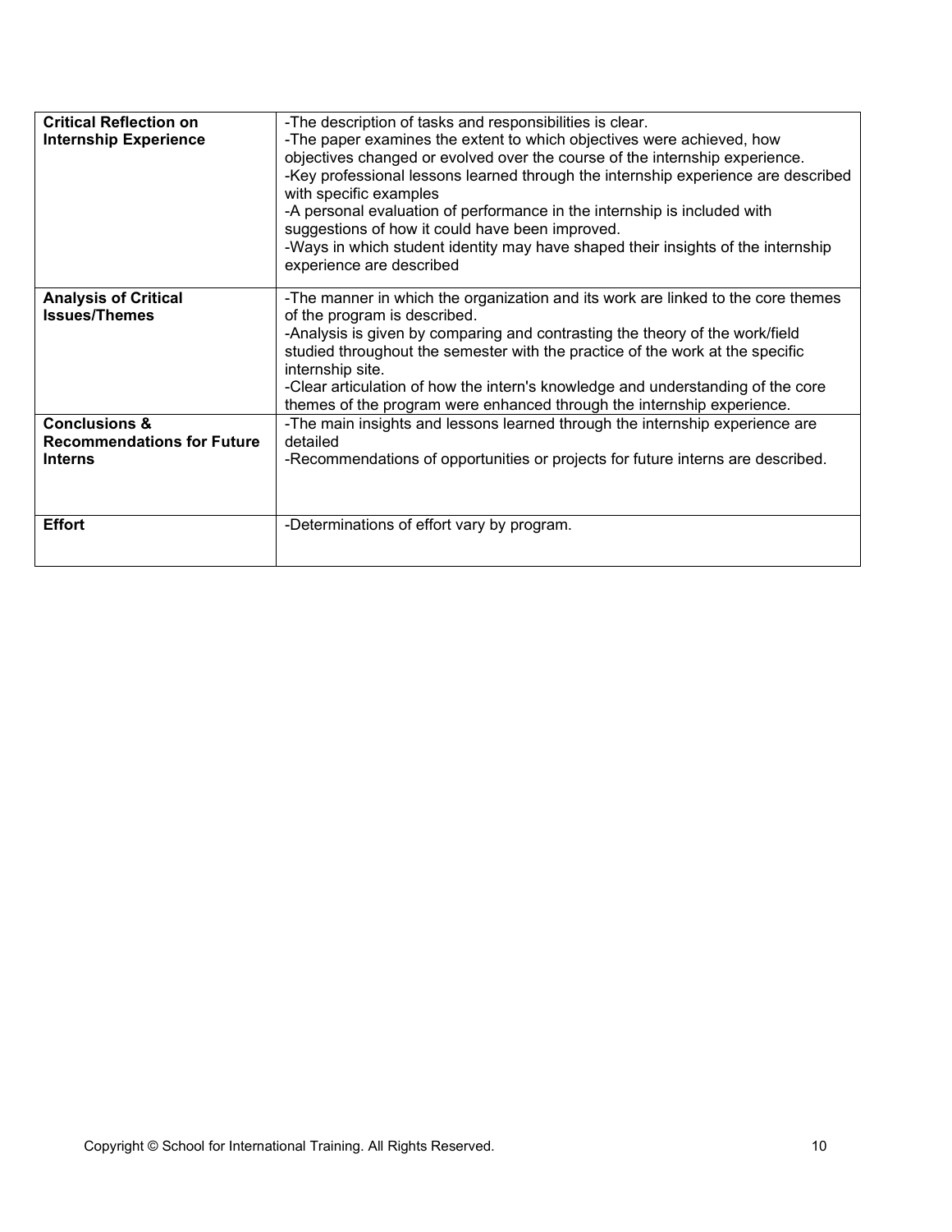| | |
|---|---|
| **Critical Reflection on Internship Experience** | -The description of tasks and responsibilities is clear.<br>-The paper examines the extent to which objectives were achieved, how objectives changed or evolved over the course of the internship experience.<br>-Key professional lessons learned through the internship experience are described with specific examples<br>-A personal evaluation of performance in the internship is included with suggestions of how it could have been improved.<br>-Ways in which student identity may have shaped their insights of the internship experience are described |
| **Analysis of Critical Issues/Themes** | -The manner in which the organization and its work are linked to the core themes of the program is described.<br>-Analysis is given by comparing and contrasting the theory of the work/field studied throughout the semester with the practice of the work at the specific internship site.<br>-Clear articulation of how the intern's knowledge and understanding of the core themes of the program were enhanced through the internship experience. |
| **Conclusions & Recommendations for Future Interns** | -The main insights and lessons learned through the internship experience are detailed<br>-Recommendations of opportunities or projects for future interns are described. |
| **Effort** | -Determinations of effort vary by program. |

Copyright © School for International Training. All Rights Reserved.